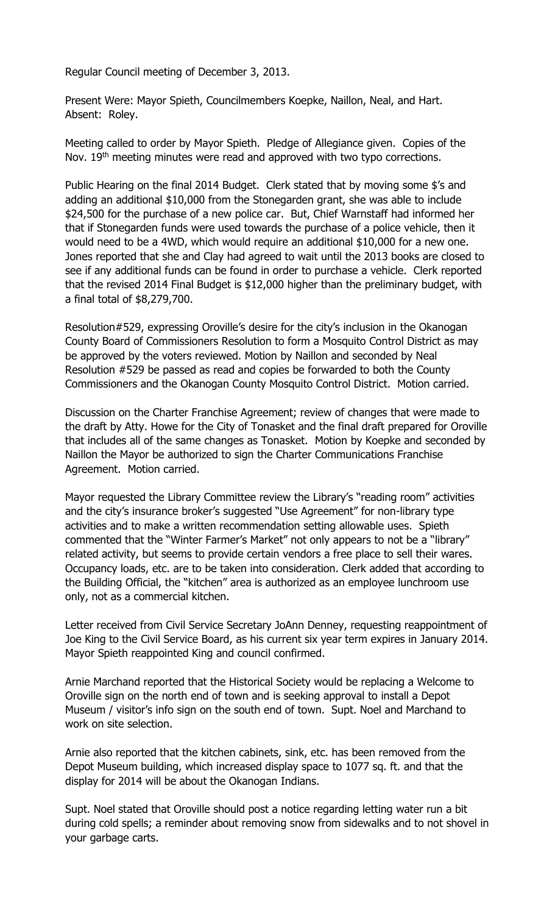Regular Council meeting of December 3, 2013.

Present Were: Mayor Spieth, Councilmembers Koepke, Naillon, Neal, and Hart. Absent: Roley.

Meeting called to order by Mayor Spieth. Pledge of Allegiance given. Copies of the Nov. 19th meeting minutes were read and approved with two typo corrections.

Public Hearing on the final 2014 Budget. Clerk stated that by moving some $'s and adding an additional $10,000 from the Stonegarden grant, she was able to include $24,500 for the purchase of a new police car. But, Chief Warnstaff had informed her that if Stonegarden funds were used towards the purchase of a police vehicle, then it would need to be a 4WD, which would require an additional $10,000 for a new one. Jones reported that she and Clay had agreed to wait until the 2013 books are closed to see if any additional funds can be found in order to purchase a vehicle. Clerk reported that the revised 2014 Final Budget is $12,000 higher than the preliminary budget, with a final total of $8,279,700.

Resolution#529, expressing Oroville's desire for the city's inclusion in the Okanogan County Board of Commissioners Resolution to form a Mosquito Control District as may be approved by the voters reviewed. Motion by Naillon and seconded by Neal Resolution #529 be passed as read and copies be forwarded to both the County Commissioners and the Okanogan County Mosquito Control District. Motion carried.

Discussion on the Charter Franchise Agreement; review of changes that were made to the draft by Atty. Howe for the City of Tonasket and the final draft prepared for Oroville that includes all of the same changes as Tonasket. Motion by Koepke and seconded by Naillon the Mayor be authorized to sign the Charter Communications Franchise Agreement. Motion carried.

Mayor requested the Library Committee review the Library's "reading room" activities and the city's insurance broker's suggested "Use Agreement" for non-library type activities and to make a written recommendation setting allowable uses. Spieth commented that the "Winter Farmer's Market" not only appears to not be a "library" related activity, but seems to provide certain vendors a free place to sell their wares. Occupancy loads, etc. are to be taken into consideration. Clerk added that according to the Building Official, the "kitchen" area is authorized as an employee lunchroom use only, not as a commercial kitchen.

Letter received from Civil Service Secretary JoAnn Denney, requesting reappointment of Joe King to the Civil Service Board, as his current six year term expires in January 2014. Mayor Spieth reappointed King and council confirmed.

Arnie Marchand reported that the Historical Society would be replacing a Welcome to Oroville sign on the north end of town and is seeking approval to install a Depot Museum / visitor's info sign on the south end of town. Supt. Noel and Marchand to work on site selection.

Arnie also reported that the kitchen cabinets, sink, etc. has been removed from the Depot Museum building, which increased display space to 1077 sq. ft. and that the display for 2014 will be about the Okanogan Indians.

Supt. Noel stated that Oroville should post a notice regarding letting water run a bit during cold spells; a reminder about removing snow from sidewalks and to not shovel in your garbage carts.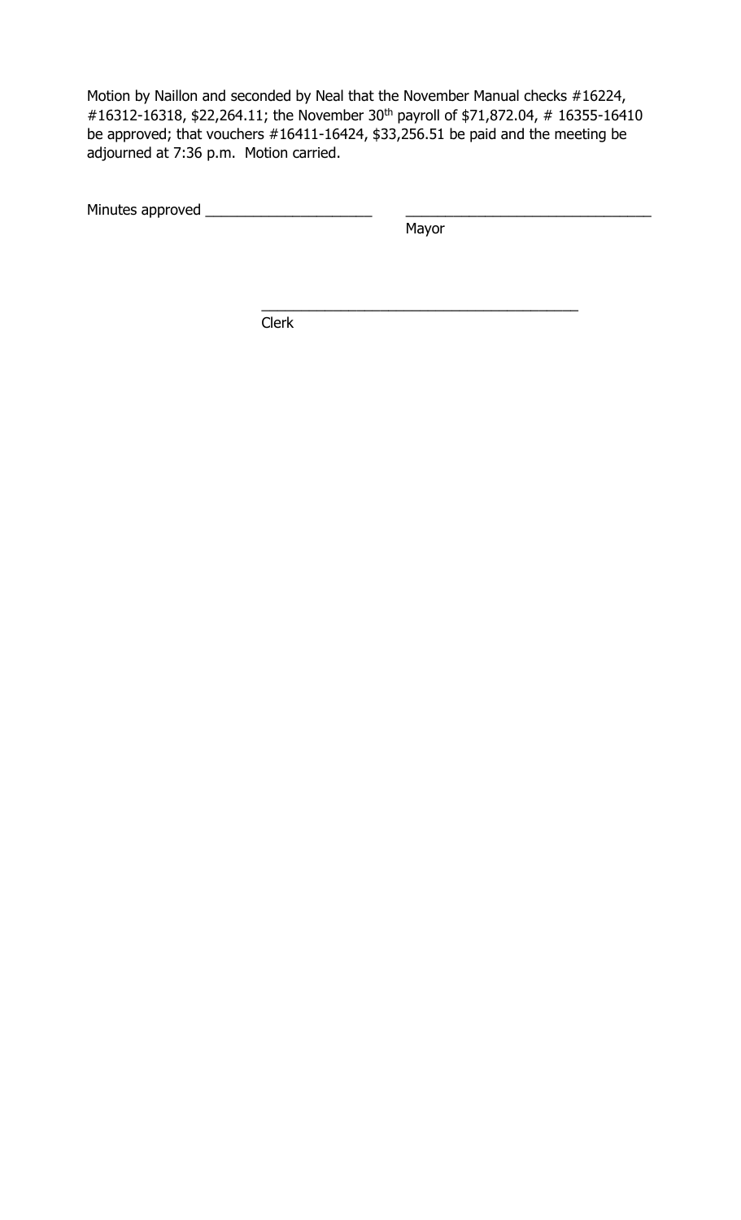Motion by Naillon and seconded by Neal that the November Manual checks #16224, #16312-16318, $22,264.11; the November 30th payroll of $71,872.04, # 16355-16410 be approved; that vouchers #16411-16424, $33,256.51 be paid and the meeting be adjourned at 7:36 p.m. Motion carried.

Minutes approved ____________________ ______________________________

Mayor

________________________________________

Clerk